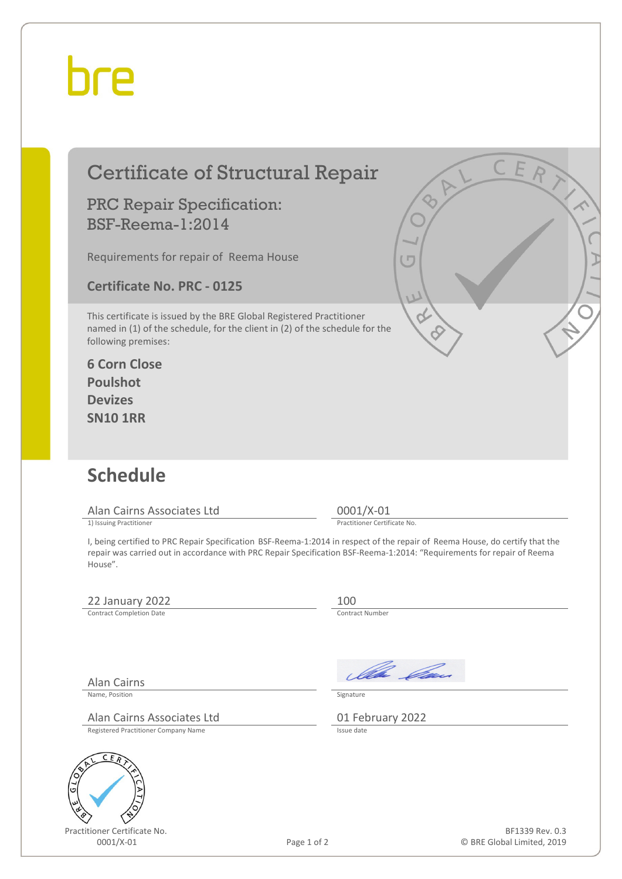bre

# Certificate of Structural Repair

## PRC Repair Specification: BSF-Reema-1:2014

Requirements for repair of Reema House

**Certificate No. PRC - 0125**

This certificate is issued by the BRE Global Registered Practitioner named in (1) of the schedule, for the client in (2) of the schedule for the following premises:

**6 Corn Close**
**Poulshot**
**Devizes**
**SN10 1RR**

## Schedule

| | |
|---|---|
| Alan Cairns Associates Ltd | 0001/X-01 |
| 1) Issuing Practitioner | Practitioner Certificate No. |

I, being certified to PRC Repair Specification BSF-Reema-1:2014 in respect of the repair of Reema House, do certify that the repair was carried out in accordance with PRC Repair Specification BSF-Reema-1:2014: "Requirements for repair of Reema House".

| | |
|---|---|
| 22 January 2022 | 100 |
| Contract Completion Date | Contract Number |
| Alan Cairns | [Signature] |
| Name, Position | Signature |
| Alan Cairns Associates Ltd | 01 February 2022 |
| Registered Practitioner Company Name | Issue date |

Practitioner Certificate No.
0001/X-01

BF1339 Rev. 0.3
© BRE Global Limited, 2019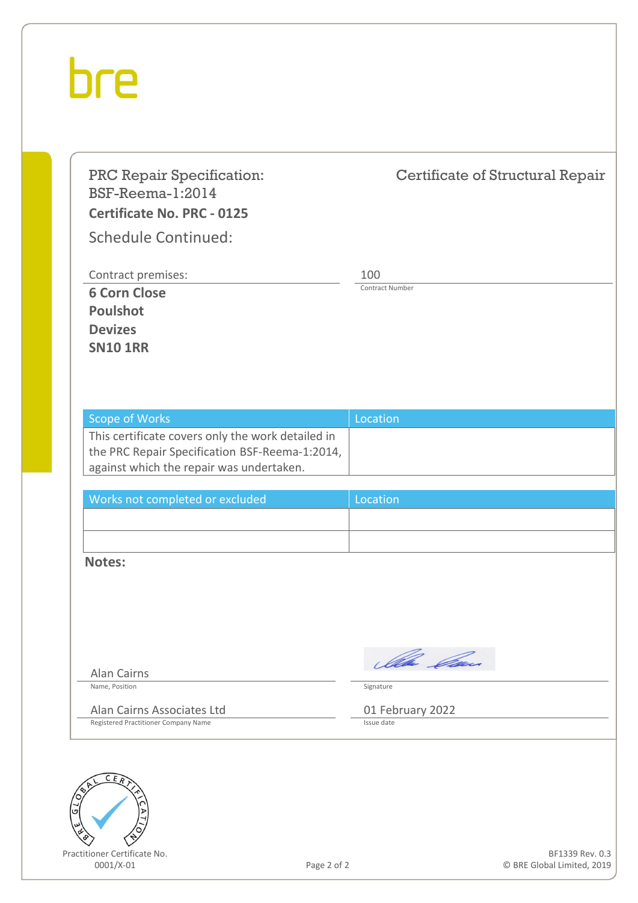bre

PRC Repair Specification:
BSF-Reema-1:2014

**Certificate No. PRC - 0125**

Certificate of Structural Repair

## Schedule Continued:

Contract premises:

**6 Corn Close**
**Poulshot**
**Devizes**
**SN10 1RR**

100
Contract Number

| Scope of Works | Location |
|---|---|
| This certificate covers only the work detailed in the PRC Repair Specification BSF-Reema-1:2014, against which the repair was undertaken. | |

| Works not completed or excluded | Location |
|---|---|
| | |
| | |

**Notes:**

Alan Cairns
Name, Position

Signature

Alan Cairns Associates Ltd
Registered Practitioner Company Name

01 February 2022
Issue date

BRE GLOBAL CERTIFICATION

Practitioner Certificate No.
0001/X-01

BF1339 Rev. 0.3
© BRE Global Limited, 2019